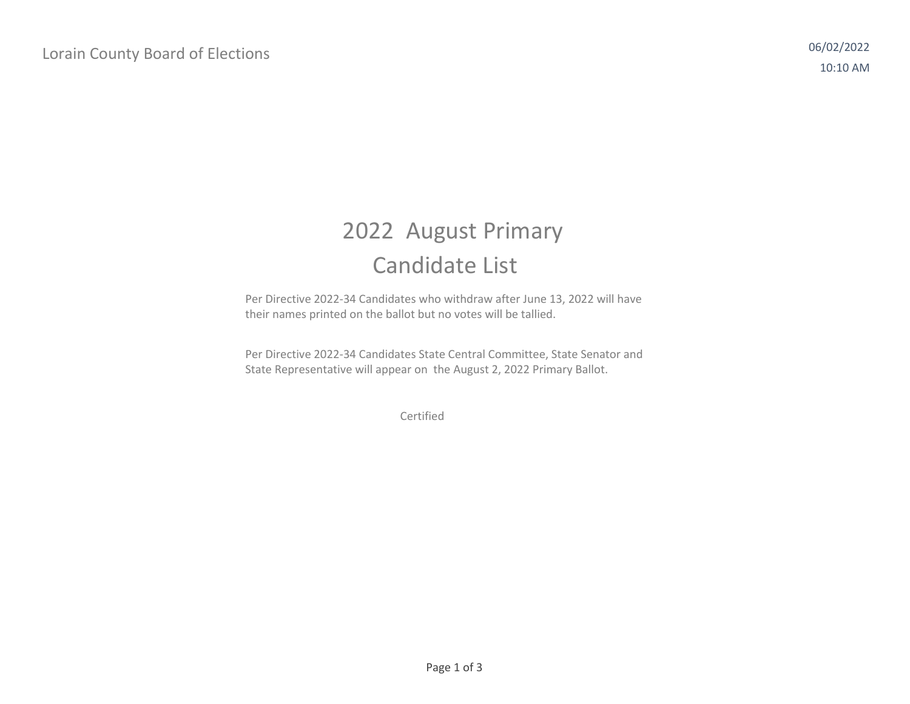Lorain County Board of Elections

06/02/2022

10:10 AM

# 2022 August Primary
# Candidate List

Per Directive 2022-34 Candidates who withdraw after June 13, 2022 will have their names printed on the ballot but no votes will be tallied.

Per Directive 2022-34 Candidates State Central Committee, State Senator and State Representative will appear on the August 2, 2022 Primary Ballot.

Certified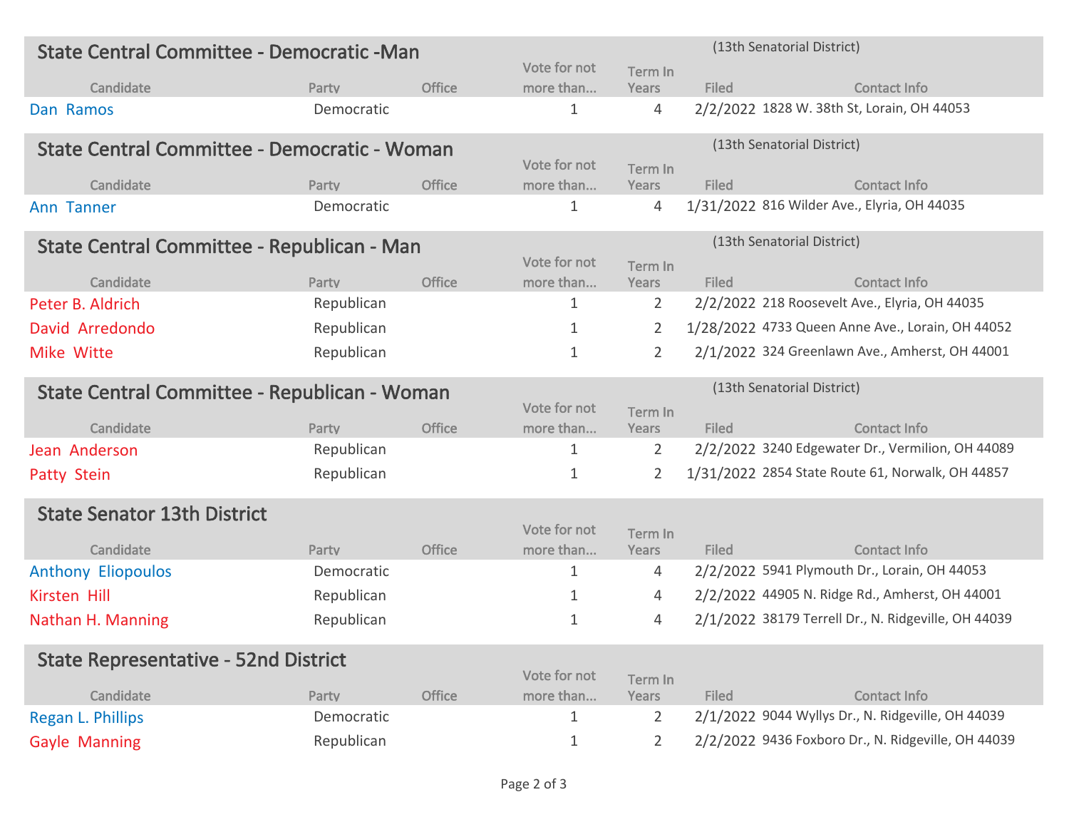## State Central Committee - Democratic -Man

(13th Senatorial District)

| Candidate | Party | Office | Vote for not more than... | Term In Years | Filed | Contact Info |
|---|---|---|---|---|---|---|
| Dan Ramos | Democratic | | 1 | 4 | 2/2/2022 | 1828 W. 38th St, Lorain, OH 44053 |

## State Central Committee - Democratic - Woman

(13th Senatorial District)

| Candidate | Party | Office | Vote for not more than... | Term In Years | Filed | Contact Info |
|---|---|---|---|---|---|---|
| Ann Tanner | Democratic | | 1 | 4 | 1/31/2022 | 816 Wilder Ave., Elyria, OH 44035 |

## State Central Committee - Republican - Man

(13th Senatorial District)

| Candidate | Party | Office | Vote for not more than... | Term In Years | Filed | Contact Info |
|---|---|---|---|---|---|---|
| Peter B. Aldrich | Republican | | 1 | 2 | 2/2/2022 | 218 Roosevelt Ave., Elyria, OH 44035 |
| David Arredondo | Republican | | 1 | 2 | 1/28/2022 | 4733 Queen Anne Ave., Lorain, OH 44052 |
| Mike Witte | Republican | | 1 | 2 | 2/1/2022 | 324 Greenlawn Ave., Amherst, OH 44001 |

## State Central Committee - Republican - Woman

(13th Senatorial District)

| Candidate | Party | Office | Vote for not more than... | Term In Years | Filed | Contact Info |
|---|---|---|---|---|---|---|
| Jean Anderson | Republican | | 1 | 2 | 2/2/2022 | 3240 Edgewater Dr., Vermilion, OH 44089 |
| Patty Stein | Republican | | 1 | 2 | 1/31/2022 | 2854 State Route 61, Norwalk, OH 44857 |

## State Senator 13th District

| Candidate | Party | Office | Vote for not more than... | Term In Years | Filed | Contact Info |
|---|---|---|---|---|---|---|
| Anthony Eliopoulos | Democratic | | 1 | 4 | 2/2/2022 | 5941 Plymouth Dr., Lorain, OH 44053 |
| Kirsten Hill | Republican | | 1 | 4 | 2/2/2022 | 44905 N. Ridge Rd., Amherst, OH 44001 |
| Nathan H. Manning | Republican | | 1 | 4 | 2/1/2022 | 38179 Terrell Dr., N. Ridgeville, OH 44039 |

## State Representative - 52nd District

| Candidate | Party | Office | Vote for not more than... | Term In Years | Filed | Contact Info |
|---|---|---|---|---|---|---|
| Regan L. Phillips | Democratic | | 1 | 2 | 2/1/2022 | 9044 Wyllys Dr., N. Ridgeville, OH 44039 |
| Gayle Manning | Republican | | 1 | 2 | 2/2/2022 | 9436 Foxboro Dr., N. Ridgeville, OH 44039 |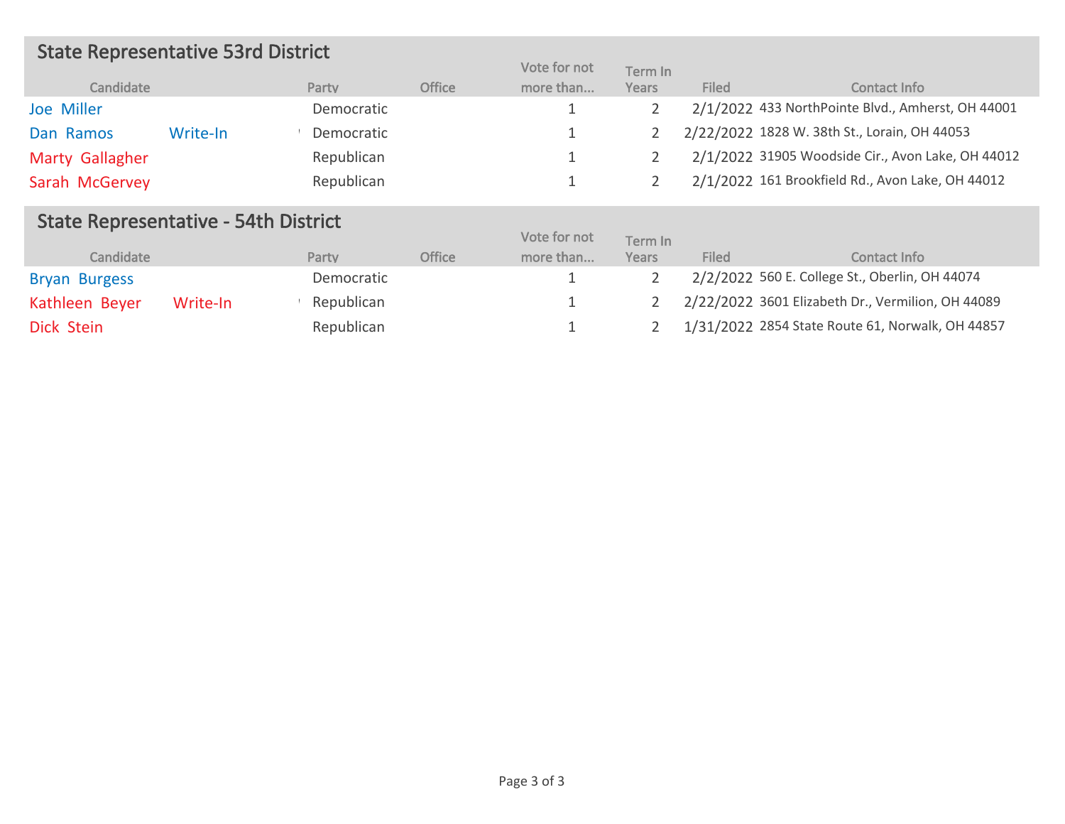## State Representative 53rd District

| Candidate | | Party | Office | Vote for not more than... | Term In Years | Filed | Contact Info |
|---|---|---|---|---|---|---|---|
| Joe Miller | | Democratic | | 1 | 2 | 2/1/2022 | 433 NorthPointe Blvd., Amherst, OH 44001 |
| Dan Ramos | Write-In | Democratic | | 1 | 2 | 2/22/2022 | 1828 W. 38th St., Lorain, OH 44053 |
| Marty Gallagher | | Republican | | 1 | 2 | 2/1/2022 | 31905 Woodside Cir., Avon Lake, OH 44012 |
| Sarah McGervey | | Republican | | 1 | 2 | 2/1/2022 | 161 Brookfield Rd., Avon Lake, OH 44012 |

## State Representative - 54th District

| Candidate | | Party | Office | Vote for not more than... | Term In Years | Filed | Contact Info |
|---|---|---|---|---|---|---|---|
| Bryan Burgess | | Democratic | | 1 | 2 | 2/2/2022 | 560 E. College St., Oberlin, OH 44074 |
| Kathleen Beyer | Write-In | Republican | | 1 | 2 | 2/22/2022 | 3601 Elizabeth Dr., Vermilion, OH 44089 |
| Dick Stein | | Republican | | 1 | 2 | 1/31/2022 | 2854 State Route 61, Norwalk, OH 44857 |